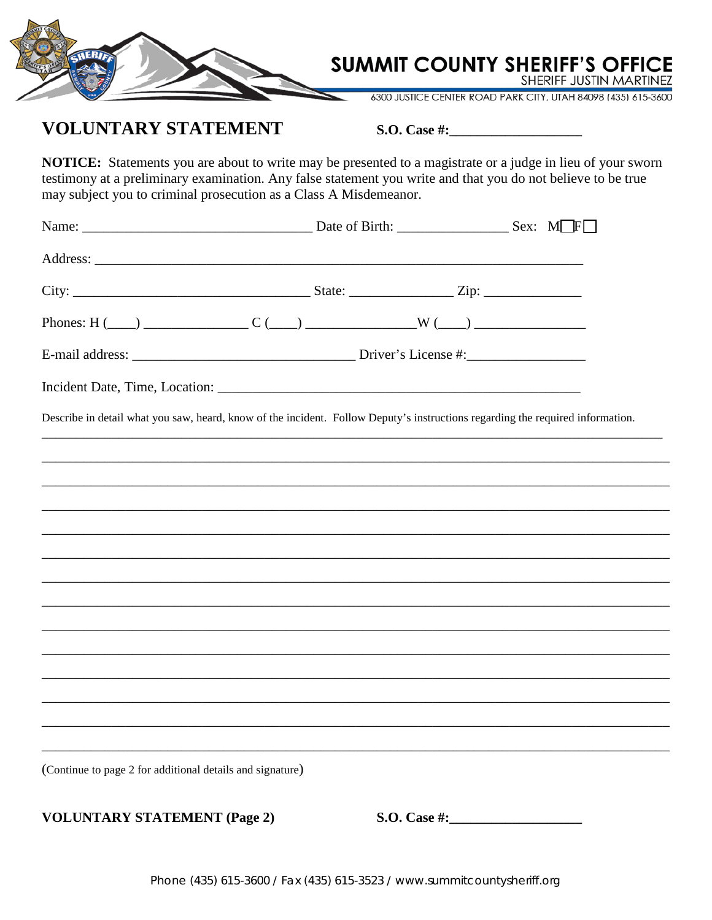# SUMMIT COUNTY SHERIFF'S OFFICE

SHERIFF JUSTIN MARTINEZ

6300 JUSTICE CENTER ROAD PARK CITY, UTAH 84098 (435) 615-3600

## VOLUNTARY STATEMENT

**S.O. Case #:**___________________

**NOTICE:** Statements you are about to write may be presented to a magistrate or a judge in lieu of your sworn testimony at a preliminary examination. Any false statement you write and that you do not believe to be true may subject you to criminal prosecution as a Class A Misdemeanor.

Name: _________________________________ Date of Birth: ________________ Sex: M☐ F☐

Address: ________________________________________________________________________

City: _________________________________ State: ______________ Zip: ______________

Phones: H (____) _______________ C (____) ________________ W (____) ________________

E-mail address: ________________________________ Driver's License #:_________________

Incident Date, Time, Location: ______________________________________________________

Describe in detail what you saw, heard, know of the incident. Follow Deputy's instructions regarding the required information.

____________________________________________________________________________________

____________________________________________________________________________________

____________________________________________________________________________________

____________________________________________________________________________________

____________________________________________________________________________________

____________________________________________________________________________________

____________________________________________________________________________________

____________________________________________________________________________________

____________________________________________________________________________________

____________________________________________________________________________________

____________________________________________________________________________________

____________________________________________________________________________________

____________________________________________________________________________________

____________________________________________________________________________________

(Continue to page 2 for additional details and signature)

**VOLUNTARY STATEMENT (Page 2)**

**S.O. Case #:**___________________

Phone (435) 615-3600 / Fax (435) 615-3523 / www.summitcountysheriff.org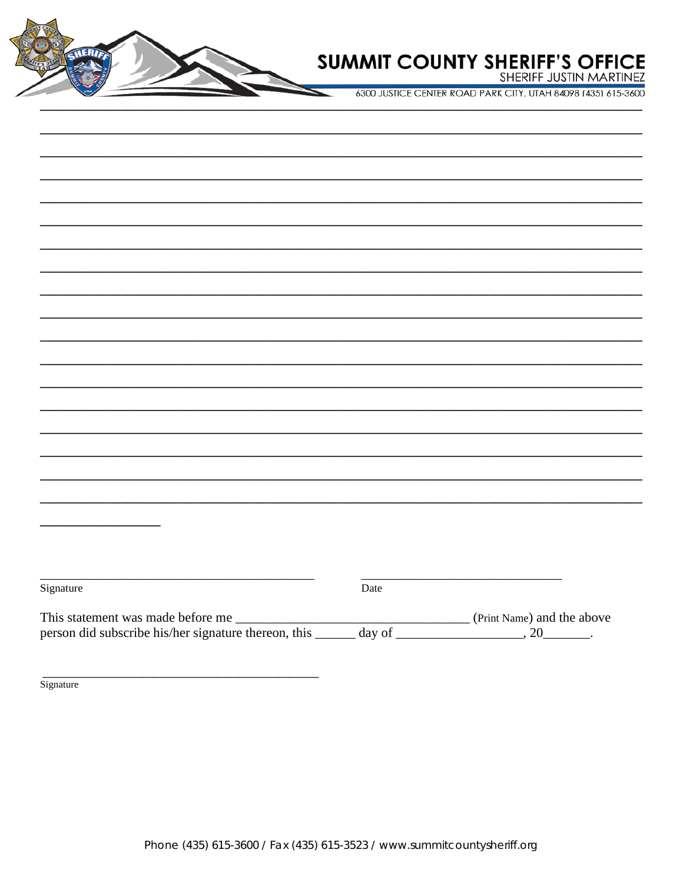# SUMMIT COUNTY SHERIFF'S OFFICE

SHERIFF JUSTIN MARTINEZ

6300 JUSTICE CENTER ROAD PARK CITY, UTAH 84098 (435) 615-3600

_______________________________________________________________________________

_______________________________________________________________________________

_______________________________________________________________________________

_______________________________________________________________________________

_______________________________________________________________________________

_______________________________________________________________________________

_______________________________________________________________________________

_______________________________________________________________________________

_______________________________________________________________________________

_______________________________________________________________________________

_______________________________________________________________________________

_______________________________________________________________________________

_______________________________________________________________________________

_______________________________________________________________________________

_______________________________________________________________________________

_______________________________________________________________________________

_______________________________________________________________________________

_______________________________________________________________________________

________________

_____________________________________________ _________________________________

Signature Date

This statement was made before me ___________________________________ (Print Name) and the above person did subscribe his/her signature thereon, this ______ day of ___________________, 20_______.

_____________________________________________

Signature

Phone (435) 615-3600 / Fax (435) 615-3523 / www.summitcountysheriff.org